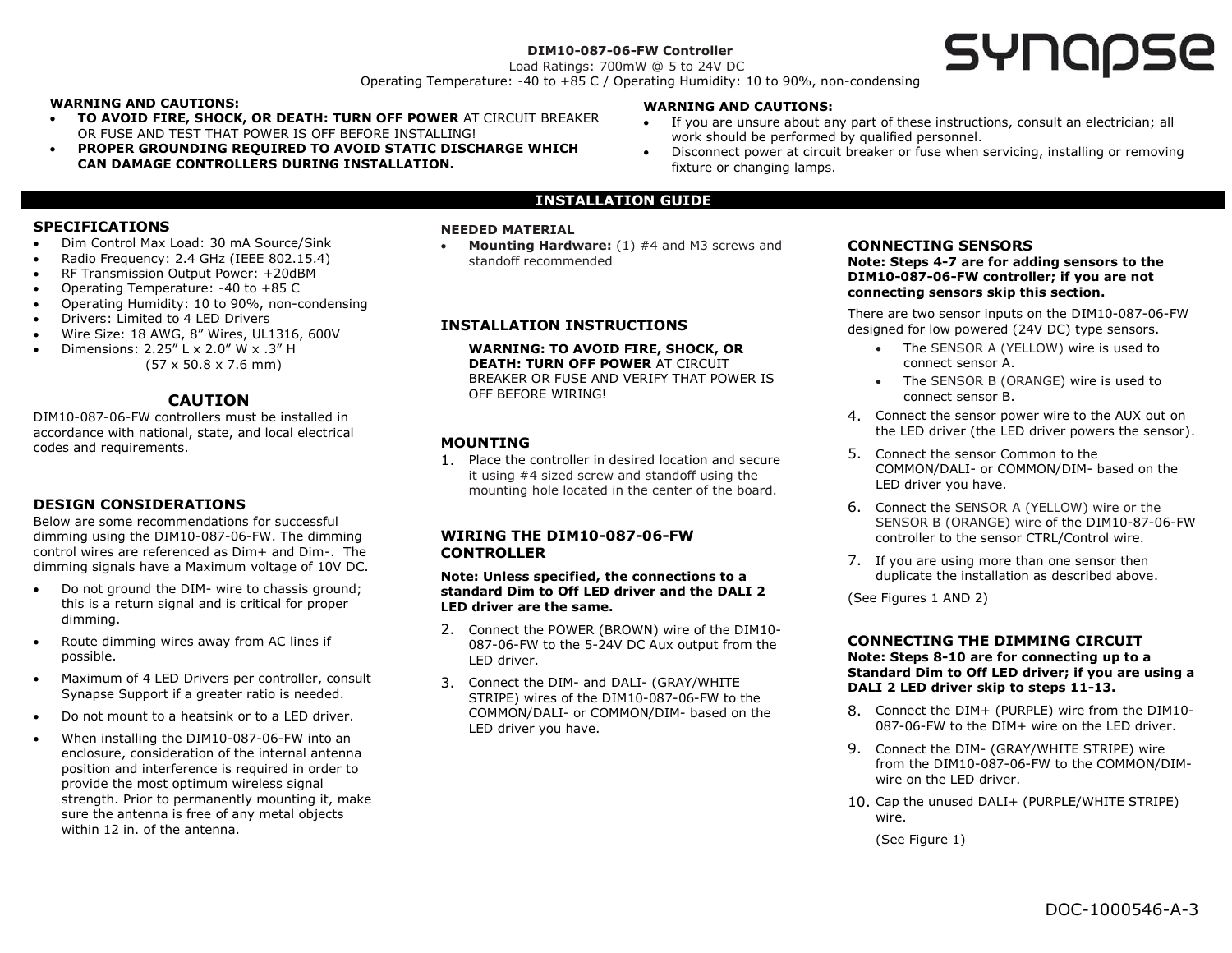**DIM10-087-06-FW Controller**
Load Ratings: 700mW @ 5 to 24V DC
Operating Temperature: -40 to +85 C / Operating Humidity: 10 to 90%, non-condensing

synapse

**WARNING AND CAUTIONS:**

- **TO AVOID FIRE, SHOCK, OR DEATH: TURN OFF POWER** AT CIRCUIT BREAKER OR FUSE AND TEST THAT POWER IS OFF BEFORE INSTALLING!
- **PROPER GROUNDING REQUIRED TO AVOID STATIC DISCHARGE WHICH CAN DAMAGE CONTROLLERS DURING INSTALLATION.**

**WARNING AND CAUTIONS:**

- If you are unsure about any part of these instructions, consult an electrician; all work should be performed by qualified personnel.
- Disconnect power at circuit breaker or fuse when servicing, installing or removing fixture or changing lamps.

## INSTALLATION GUIDE

### SPECIFICATIONS

- Dim Control Max Load: 30 mA Source/Sink
- Radio Frequency: 2.4 GHz (IEEE 802.15.4)
- RF Transmission Output Power: +20dBM
- Operating Temperature: -40 to +85 C
- Operating Humidity: 10 to 90%, non-condensing
- Drivers: Limited to 4 LED Drivers
- Wire Size: 18 AWG, 8" Wires, UL1316, 600V
- Dimensions: 2.25" L x 2.0" W x .3" H
  (57 x 50.8 x 7.6 mm)

### CAUTION

DIM10-087-06-FW controllers must be installed in accordance with national, state, and local electrical codes and requirements.

### DESIGN CONSIDERATIONS

Below are some recommendations for successful dimming using the DIM10-087-06-FW. The dimming control wires are referenced as Dim+ and Dim-. The dimming signals have a Maximum voltage of 10V DC.

- Do not ground the DIM- wire to chassis ground; this is a return signal and is critical for proper dimming.
- Route dimming wires away from AC lines if possible.
- Maximum of 4 LED Drivers per controller, consult Synapse Support if a greater ratio is needed.
- Do not mount to a heatsink or to a LED driver.
- When installing the DIM10-087-06-FW into an enclosure, consideration of the internal antenna position and interference is required in order to provide the most optimum wireless signal strength. Prior to permanently mounting it, make sure the antenna is free of any metal objects within 12 in. of the antenna.

**NEEDED MATERIAL**

- **Mounting Hardware:** (1) #4 and M3 screws and standoff recommended

### INSTALLATION INSTRUCTIONS

**WARNING: TO AVOID FIRE, SHOCK, OR DEATH: TURN OFF POWER** AT CIRCUIT BREAKER OR FUSE AND VERIFY THAT POWER IS OFF BEFORE WIRING!

### MOUNTING

1. Place the controller in desired location and secure it using #4 sized screw and standoff using the mounting hole located in the center of the board.

### WIRING THE DIM10-087-06-FW CONTROLLER

**Note: Unless specified, the connections to a standard Dim to Off LED driver and the DALI 2 LED driver are the same.**

2. Connect the POWER (BROWN) wire of the DIM10-087-06-FW to the 5-24V DC Aux output from the LED driver.
3. Connect the DIM- and DALI- (GRAY/WHITE STRIPE) wires of the DIM10-087-06-FW to the COMMON/DALI- or COMMON/DIM- based on the LED driver you have.

### CONNECTING SENSORS

**Note: Steps 4-7 are for adding sensors to the DIM10-087-06-FW controller; if you are not connecting sensors skip this section.**

There are two sensor inputs on the DIM10-087-06-FW designed for low powered (24V DC) type sensors.

- The SENSOR A (YELLOW) wire is used to connect sensor A.
- The SENSOR B (ORANGE) wire is used to connect sensor B.

4. Connect the sensor power wire to the AUX out on the LED driver (the LED driver powers the sensor).
5. Connect the sensor Common to the COMMON/DALI- or COMMON/DIM- based on the LED driver you have.
6. Connect the SENSOR A (YELLOW) wire or the SENSOR B (ORANGE) wire of the DIM10-87-06-FW controller to the sensor CTRL/Control wire.
7. If you are using more than one sensor then duplicate the installation as described above.

(See Figures 1 AND 2)

### CONNECTING THE DIMMING CIRCUIT

**Note: Steps 8-10 are for connecting up to a Standard Dim to Off LED driver; if you are using a DALI 2 LED driver skip to steps 11-13.**

8. Connect the DIM+ (PURPLE) wire from the DIM10-087-06-FW to the DIM+ wire on the LED driver.
9. Connect the DIM- (GRAY/WHITE STRIPE) wire from the DIM10-087-06-FW to the COMMON/DIM- wire on the LED driver.
10. Cap the unused DALI+ (PURPLE/WHITE STRIPE) wire.

    (See Figure 1)

DOC-1000546-A-3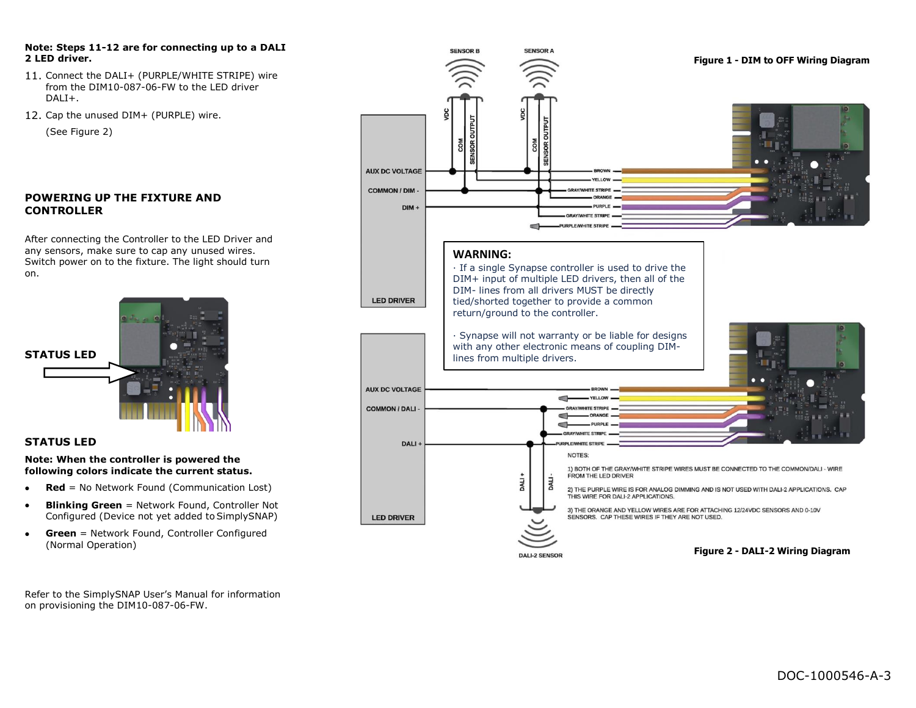**Note: Steps 11-12 are for connecting up to a DALI 2 LED driver.**

11. Connect the DALI+ (PURPLE/WHITE STRIPE) wire from the DIM10-087-06-FW to the LED driver DALI+.
12. Cap the unused DIM+ (PURPLE) wire.

    (See Figure 2)

## POWERING UP THE FIXTURE AND CONTROLLER

After connecting the Controller to the LED Driver and any sensors, make sure to cap any unused wires. Switch power on to the fixture. The light should turn on.

STATUS LED

### STATUS LED

**Note: When the controller is powered the following colors indicate the current status.**

- **Red** = No Network Found (Communication Lost)
- **Blinking Green** = Network Found, Controller Not Configured (Device not yet added to SimplySNAP)
- **Green** = Network Found, Controller Configured (Normal Operation)

Refer to the SimplySNAP User's Manual for information on provisioning the DIM10-087-06-FW.

**Figure 1 - DIM to OFF Wiring Diagram**

SENSOR B, SENSOR A, VDC, COM, SENSOR OUTPUT, AUX DC VOLTAGE, COMMON / DIM -, DIM +, LED DRIVER, BROWN, YELLOW, GRAY/WHITE STRIPE, ORANGE, PURPLE, GRAY/WHITE STRIPE, PURPLE/WHITE STRIPE

**WARNING:**

· If a single Synapse controller is used to drive the DIM+ input of multiple LED drivers, then all of the DIM- lines from all drivers MUST be directly tied/shorted together to provide a common return/ground to the controller.

· Synapse will not warranty or be liable for designs with any other electronic means of coupling DIM- lines from multiple drivers.

AUX DC VOLTAGE, COMMON / DALI -, DALI +, LED DRIVER, BROWN, YELLOW, GRAY/WHITE STRIPE, ORANGE, PURPLE, GRAY/WHITE STRIPE, PURPLE/WHITE STRIPE, DALI +, DALI -, DALI-2 SENSOR

NOTES:

1) BOTH OF THE GRAY/WHITE STRIPE WIRES MUST BE CONNECTED TO THE COMMON/DALI - WIRE FROM THE LED DRIVER

2) THE PURPLE WIRE IS FOR ANALOG DIMMING AND IS NOT USED WITH DALI-2 APPLICATIONS. CAP THIS WIRE FOR DALI-2 APPLICATIONS.

3) THE ORANGE AND YELLOW WIRES ARE FOR ATTACHING 12/24VDC SENSORS AND 0-10V SENSORS. CAP THESE WIRES IF THEY ARE NOT USED.

**Figure 2 - DALI-2 Wiring Diagram**

DOC-1000546-A-3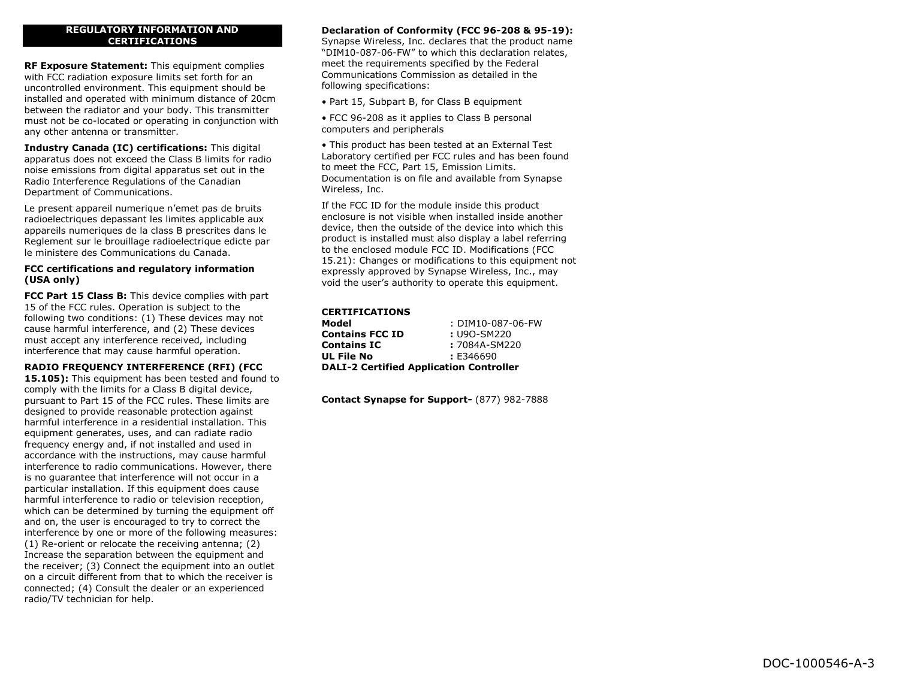## REGULATORY INFORMATION AND CERTIFICATIONS

**RF Exposure Statement:** This equipment complies with FCC radiation exposure limits set forth for an uncontrolled environment. This equipment should be installed and operated with minimum distance of 20cm between the radiator and your body. This transmitter must not be co-located or operating in conjunction with any other antenna or transmitter.

**Industry Canada (IC) certifications:** This digital apparatus does not exceed the Class B limits for radio noise emissions from digital apparatus set out in the Radio Interference Regulations of the Canadian Department of Communications.

Le present appareil numerique n'emet pas de bruits radioelectriques depassant les limites applicable aux appareils numeriques de la class B prescrites dans le Reglement sur le brouillage radioelectrique edicte par le ministere des Communications du Canada.

**FCC certifications and regulatory information (USA only)**

**FCC Part 15 Class B:** This device complies with part 15 of the FCC rules. Operation is subject to the following two conditions: (1) These devices may not cause harmful interference, and (2) These devices must accept any interference received, including interference that may cause harmful operation.

**RADIO FREQUENCY INTERFERENCE (RFI) (FCC 15.105):** This equipment has been tested and found to comply with the limits for a Class B digital device, pursuant to Part 15 of the FCC rules. These limits are designed to provide reasonable protection against harmful interference in a residential installation. This equipment generates, uses, and can radiate radio frequency energy and, if not installed and used in accordance with the instructions, may cause harmful interference to radio communications. However, there is no guarantee that interference will not occur in a particular installation. If this equipment does cause harmful interference to radio or television reception, which can be determined by turning the equipment off and on, the user is encouraged to try to correct the interference by one or more of the following measures: (1) Re-orient or relocate the receiving antenna; (2) Increase the separation between the equipment and the receiver; (3) Connect the equipment into an outlet on a circuit different from that to which the receiver is connected; (4) Consult the dealer or an experienced radio/TV technician for help.

**Declaration of Conformity (FCC 96-208 & 95-19):** Synapse Wireless, Inc. declares that the product name "DIM10-087-06-FW" to which this declaration relates, meet the requirements specified by the Federal Communications Commission as detailed in the following specifications:

- Part 15, Subpart B, for Class B equipment
- FCC 96-208 as it applies to Class B personal computers and peripherals
- This product has been tested at an External Test Laboratory certified per FCC rules and has been found to meet the FCC, Part 15, Emission Limits. Documentation is on file and available from Synapse Wireless, Inc.

If the FCC ID for the module inside this product enclosure is not visible when installed inside another device, then the outside of the device into which this product is installed must also display a label referring to the enclosed module FCC ID. Modifications (FCC 15.21): Changes or modifications to this equipment not expressly approved by Synapse Wireless, Inc., may void the user's authority to operate this equipment.

**CERTIFICATIONS**

**Model** : DIM10-087-06-FW
**Contains FCC ID** : U9O-SM220
**Contains IC** : 7084A-SM220
**UL File No** : E346690
**DALI-2 Certified Application Controller**

**Contact Synapse for Support-** (877) 982-7888

DOC-1000546-A-3